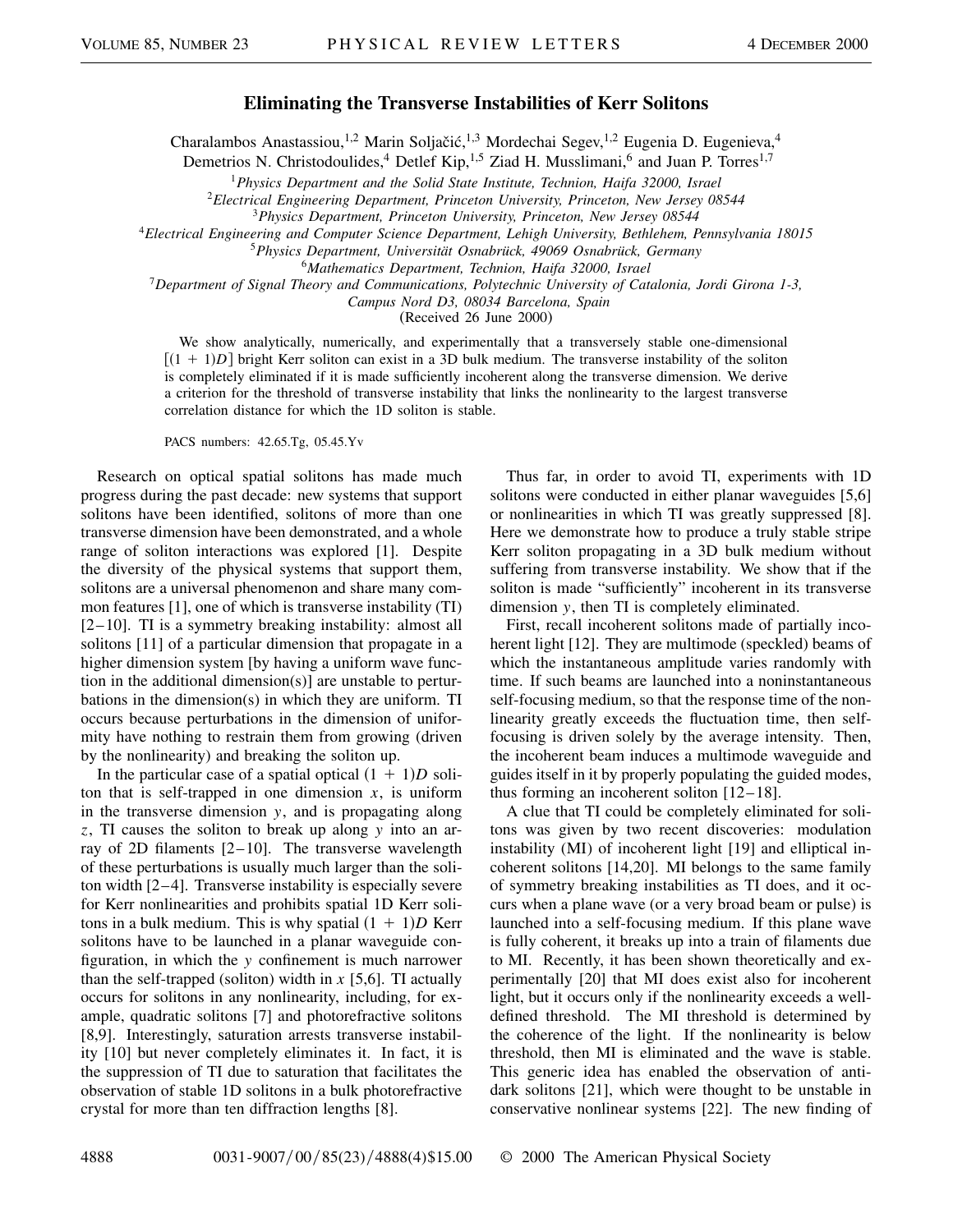# Eliminating the Transverse Instabilities of Kerr Solitons

Charalambos Anastassiou,[1,2] Marin Soljačić,[1,3] Mordechai Segev,[1,2] Eugenia D. Eugenieva,[4] Demetrios N. Christodoulides,[4] Detlef Kip,[1,5] Ziad H. Musslimani,[6] and Juan P. Torres[1,7]

[1]*Physics Department and the Solid State Institute, Technion, Haifa 32000, Israel*
[2]*Electrical Engineering Department, Princeton University, Princeton, New Jersey 08544*
[3]*Physics Department, Princeton University, Princeton, New Jersey 08544*
[4]*Electrical Engineering and Computer Science Department, Lehigh University, Bethlehem, Pennsylvania 18015*
[5]*Physics Department, Universität Osnabrück, 49069 Osnabrück, Germany*
[6]*Mathematics Department, Technion, Haifa 32000, Israel*
[7]*Department of Signal Theory and Communications, Polytechnic University of Catalonia, Jordi Girona 1-3, Campus Nord D3, 08034 Barcelona, Spain*

(Received 26 June 2000)

We show analytically, numerically, and experimentally that a transversely stable one-dimensional $[(1 + 1)D]$ bright Kerr soliton can exist in a 3D bulk medium. The transverse instability of the soliton is completely eliminated if it is made sufficiently incoherent along the transverse dimension. We derive a criterion for the threshold of transverse instability that links the nonlinearity to the largest transverse correlation distance for which the 1D soliton is stable.

PACS numbers: 42.65.Tg, 05.45.Yv

Research on optical spatial solitons has made much progress during the past decade: new systems that support solitons have been identified, solitons of more than one transverse dimension have been demonstrated, and a whole range of soliton interactions was explored [1]. Despite the diversity of the physical systems that support them, solitons are a universal phenomenon and share many common features [1], one of which is transverse instability (TI) [2–10]. TI is a symmetry breaking instability: almost all solitons [11] of a particular dimension that propagate in a higher dimension system [by having a uniform wave function in the additional dimension(s)] are unstable to perturbations in the dimension(s) in which they are uniform. TI occurs because perturbations in the dimension of uniformity have nothing to restrain them from growing (driven by the nonlinearity) and breaking the soliton up.

In the particular case of a spatial optical $(1 + 1)D$ soliton that is self-trapped in one dimension $x$, is uniform in the transverse dimension $y$, and is propagating along $z$, TI causes the soliton to break up along $y$ into an array of 2D filaments [2–10]. The transverse wavelength of these perturbations is usually much larger than the soliton width [2–4]. Transverse instability is especially severe for Kerr nonlinearities and prohibits spatial 1D Kerr solitons in a bulk medium. This is why spatial $(1 + 1)D$ Kerr solitons have to be launched in a planar waveguide configuration, in which the $y$ confinement is much narrower than the self-trapped (soliton) width in $x$ [5,6]. TI actually occurs for solitons in any nonlinearity, including, for example, quadratic solitons [7] and photorefractive solitons [8,9]. Interestingly, saturation arrests transverse instability [10] but never completely eliminates it. In fact, it is the suppression of TI due to saturation that facilitates the observation of stable 1D solitons in a bulk photorefractive crystal for more than ten diffraction lengths [8].

Thus far, in order to avoid TI, experiments with 1D solitons were conducted in either planar waveguides [5,6] or nonlinearities in which TI was greatly suppressed [8]. Here we demonstrate how to produce a truly stable stripe Kerr soliton propagating in a 3D bulk medium without suffering from transverse instability. We show that if the soliton is made "sufficiently" incoherent in its transverse dimension $y$, then TI is completely eliminated.

First, recall incoherent solitons made of partially incoherent light [12]. They are multimode (speckled) beams of which the instantaneous amplitude varies randomly with time. If such beams are launched into a noninstantaneous self-focusing medium, so that the response time of the nonlinearity greatly exceeds the fluctuation time, then self-focusing is driven solely by the average intensity. Then, the incoherent beam induces a multimode waveguide and guides itself in it by properly populating the guided modes, thus forming an incoherent soliton [12–18].

A clue that TI could be completely eliminated for solitons was given by two recent discoveries: modulation instability (MI) of incoherent light [19] and elliptical incoherent solitons [14,20]. MI belongs to the same family of symmetry breaking instabilities as TI does, and it occurs when a plane wave (or a very broad beam or pulse) is launched into a self-focusing medium. If this plane wave is fully coherent, it breaks up into a train of filaments due to MI. Recently, it has been shown theoretically and experimentally [20] that MI does exist also for incoherent light, but it occurs only if the nonlinearity exceeds a well-defined threshold. The MI threshold is determined by the coherence of the light. If the nonlinearity is below threshold, then MI is eliminated and the wave is stable. This generic idea has enabled the observation of antidark solitons [21], which were thought to be unstable in conservative nonlinear systems [22]. The new finding of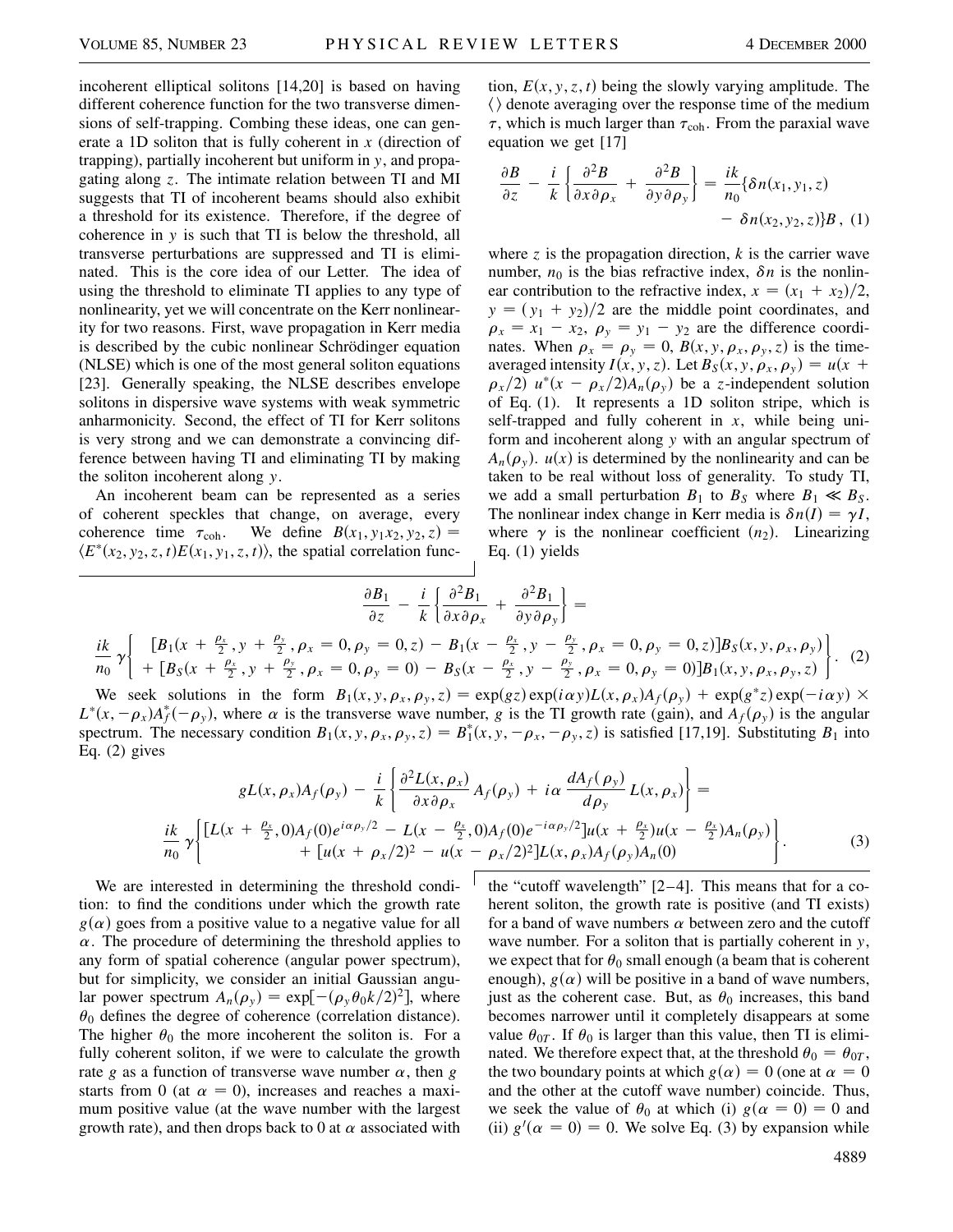incoherent elliptical solitons [14,20] is based on having different coherence function for the two transverse dimensions of self-trapping. Combing these ideas, one can generate a 1D soliton that is fully coherent in $x$ (direction of trapping), partially incoherent but uniform in $y$, and propagating along $z$. The intimate relation between TI and MI suggests that TI of incoherent beams should also exhibit a threshold for its existence. Therefore, if the degree of coherence in $y$ is such that TI is below the threshold, all transverse perturbations are suppressed and TI is eliminated. This is the core idea of our Letter. The idea of using the threshold to eliminate TI applies to any type of nonlinearity, yet we will concentrate on the Kerr nonlinearity for two reasons. First, wave propagation in Kerr media is described by the cubic nonlinear Schrödinger equation (NLSE) which is one of the most general soliton equations [23]. Generally speaking, the NLSE describes envelope solitons in dispersive wave systems with weak symmetric anharmonicity. Second, the effect of TI for Kerr solitons is very strong and we can demonstrate a convincing difference between having TI and eliminating TI by making the soliton incoherent along $y$.

An incoherent beam can be represented as a series of coherent speckles that change, on average, every coherence time $\tau_{\mathrm{coh}}$. We define $B(x_1, y_1 x_2, y_2, z) = \langle E^*(x_2, y_2, z, t) E(x_1, y_1, z, t)\rangle$, the spatial correlation function, $E(x, y, z, t)$ being the slowly varying amplitude. The $\langle\rangle$ denote averaging over the response time of the medium $\tau$, which is much larger than $\tau_{\mathrm{coh}}$. From the paraxial wave equation we get [17]

$$\frac{\partial B}{\partial z} - \frac{i}{k}\left\{\frac{\partial^2 B}{\partial x \partial \rho_x} + \frac{\partial^2 B}{\partial y \partial \rho_y}\right\} = \frac{ik}{n_0}\{\delta n(x_1, y_1, z) - \delta n(x_2, y_2, z)\}B\,, \quad (1)$$

where $z$ is the propagation direction, $k$ is the carrier wave number, $n_0$ is the bias refractive index, $\delta n$ is the nonlinear contribution to the refractive index, $x = (x_1 + x_2)/2$, $y = (y_1 + y_2)/2$ are the middle point coordinates, and $\rho_x = x_1 - x_2$, $\rho_y = y_1 - y_2$ are the difference coordinates. When $\rho_x = \rho_y = 0$, $B(x, y, \rho_x, \rho_y, z)$ is the time-averaged intensity $I(x, y, z)$. Let $B_S(x, y, \rho_x, \rho_y) = u(x + \rho_x/2)\, u^*(x - \rho_x/2) A_n(\rho_y)$ be a $z$-independent solution of Eq. (1). It represents a 1D soliton stripe, which is self-trapped and fully coherent in $x$, while being uniform and incoherent along $y$ with an angular spectrum of $A_n(\rho_y)$. $u(x)$ is determined by the nonlinearity and can be taken to be real without loss of generality. To study TI, we add a small perturbation $B_1$ to $B_S$ where $B_1 \ll B_S$. The nonlinear index change in Kerr media is $\delta n(I) = \gamma I$, where $\gamma$ is the nonlinear coefficient ($n_2$). Linearizing Eq. (1) yields

$$\frac{\partial B_1}{\partial z} - \frac{i}{k}\left\{\frac{\partial^2 B_1}{\partial x \partial \rho_x} + \frac{\partial^2 B_1}{\partial y \partial \rho_y}\right\} = \frac{ik}{n_0}\gamma\left\{\begin{matrix} [B_1(x + \frac{\rho_x}{2}, y + \frac{\rho_y}{2}, \rho_x = 0, \rho_y = 0, z) - B_1(x - \frac{\rho_x}{2}, y - \frac{\rho_y}{2}, \rho_x = 0, \rho_y = 0, z)]B_S(x, y, \rho_x, \rho_y) \\ + [B_S(x + \frac{\rho_x}{2}, y + \frac{\rho_y}{2}, \rho_x = 0, \rho_y = 0) - B_S(x - \frac{\rho_x}{2}, y - \frac{\rho_y}{2}, \rho_x = 0, \rho_y = 0)]B_1(x, y, \rho_x, \rho_y, z)\end{matrix}\right\}. \quad (2)$$

We seek solutions in the form $B_1(x, y, \rho_x, \rho_y, z) = \exp(gz)\exp(i\alpha y) L(x, \rho_x) A_f(\rho_y) + \exp(g^* z)\exp(-i\alpha y) \times L^*(x, -\rho_x) A_f^*(-\rho_y)$, where $\alpha$ is the transverse wave number, $g$ is the TI growth rate (gain), and $A_f(\rho_y)$ is the angular spectrum. The necessary condition $B_1(x, y, \rho_x, \rho_y, z) = B_1^*(x, y, -\rho_x, -\rho_y, z)$ is satisfied [17,19]. Substituting $B_1$ into Eq. (2) gives

$$gL(x, \rho_x) A_f(\rho_y) - \frac{i}{k}\left\{\frac{\partial^2 L(x, \rho_x)}{\partial x \partial \rho_x} A_f(\rho_y) + i\alpha \frac{dA_f(\rho_y)}{d\rho_y} L(x, \rho_x)\right\} = \frac{ik}{n_0}\gamma\left\{\begin{matrix}[L(x + \frac{\rho_x}{2}, 0) A_f(0) e^{i\alpha\rho_y/2} - L(x - \frac{\rho_x}{2}, 0) A_f(0) e^{-i\alpha\rho_y/2}] u(x + \frac{\rho_x}{2}) u(x - \frac{\rho_x}{2}) A_n(\rho_y) \\ + [u(x + \rho_x/2)^2 - u(x - \rho_x/2)^2] L(x, \rho_x) A_f(\rho_y) A_n(0)\end{matrix}\right\}. \quad (3)$$

We are interested in determining the threshold condition: to find the conditions under which the growth rate $g(\alpha)$ goes from a positive value to a negative value for all $\alpha$. The procedure of determining the threshold applies to any form of spatial coherence (angular power spectrum), but for simplicity, we consider an initial Gaussian angular power spectrum $A_n(\rho_y) = \exp[-(\rho_y \theta_0 k/2)^2]$, where $\theta_0$ defines the degree of coherence (correlation distance). The higher $\theta_0$ the more incoherent the soliton is. For a fully coherent soliton, if we were to calculate the growth rate $g$ as a function of transverse wave number $\alpha$, then $g$ starts from 0 (at $\alpha = 0$), increases and reaches a maximum positive value (at the wave number with the largest growth rate), and then drops back to 0 at $\alpha$ associated with the "cutoff wavelength" [2–4]. This means that for a coherent soliton, the growth rate is positive (and TI exists) for a band of wave numbers $\alpha$ between zero and the cutoff wave number. For a soliton that is partially coherent in $y$, we expect that for $\theta_0$ small enough (a beam that is coherent enough), $g(\alpha)$ will be positive in a band of wave numbers, just as the coherent case. But, as $\theta_0$ increases, this band becomes narrower until it completely disappears at some value $\theta_{0T}$. If $\theta_0$ is larger than this value, then TI is eliminated. We therefore expect that, at the threshold $\theta_0 = \theta_{0T}$, the two boundary points at which $g(\alpha) = 0$ (one at $\alpha = 0$ and the other at the cutoff wave number) coincide. Thus, we seek the value of $\theta_0$ at which (i) $g(\alpha = 0) = 0$ and (ii) $g'(\alpha = 0) = 0$. We solve Eq. (3) by expansion while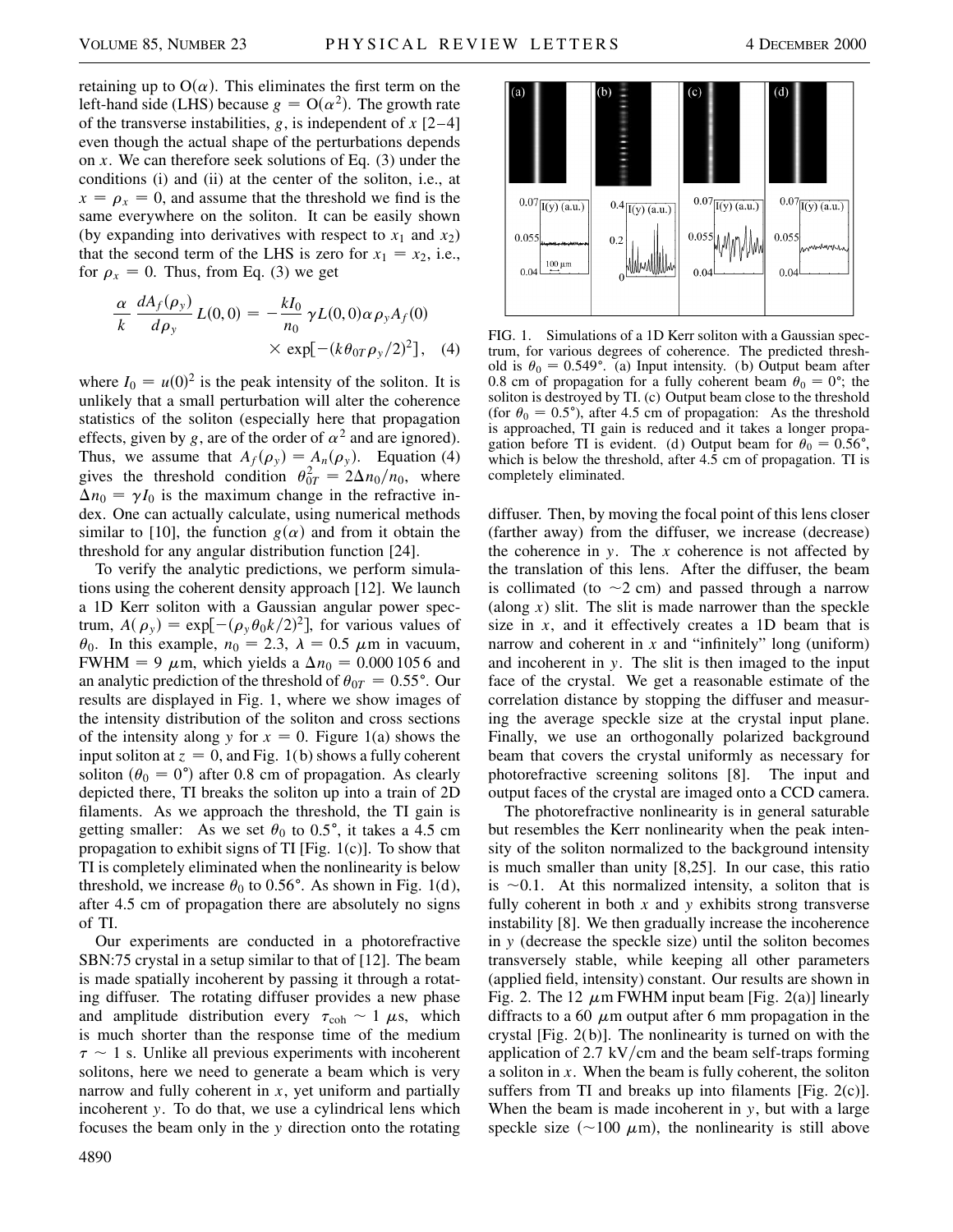retaining up to $O(\alpha)$. This eliminates the first term on the left-hand side (LHS) because $g = O(\alpha^2)$. The growth rate of the transverse instabilities, $g$, is independent of $x$ [2–4] even though the actual shape of the perturbations depends on $x$. We can therefore seek solutions of Eq. (3) under the conditions (i) and (ii) at the center of the soliton, i.e., at $x = \rho_x = 0$, and assume that the threshold we find is the same everywhere on the soliton. It can be easily shown (by expanding into derivatives with respect to $x_1$ and $x_2$) that the second term of the LHS is zero for $x_1 = x_2$, i.e., for $\rho_x = 0$. Thus, from Eq. (3) we get

$$\frac{\alpha}{k}\frac{dA_f(\rho_y)}{d\rho_y}L(0,0) = -\frac{kI_0}{n_0}\gamma L(0,0)\alpha\rho_y A_f(0) \times \exp[-(k\theta_{0T}\rho_y/2)^2], \quad (4)$$

where $I_0 = u(0)^2$ is the peak intensity of the soliton. It is unlikely that a small perturbation will alter the coherence statistics of the soliton (especially here that propagation effects, given by $g$, are of the order of $\alpha^2$ and are ignored). Thus, we assume that $A_f(\rho_y) = A_n(\rho_y)$. Equation (4) gives the threshold condition $\theta_{0T}^2 = 2\Delta n_0/n_0$, where $\Delta n_0 = \gamma I_0$ is the maximum change in the refractive index. One can actually calculate, using numerical methods similar to [10], the function $g(\alpha)$ and from it obtain the threshold for any angular distribution function [24].

To verify the analytic predictions, we perform simulations using the coherent density approach [12]. We launch a 1D Kerr soliton with a Gaussian angular power spectrum, $A(\rho_y) = \exp[-(\rho_y\theta_0 k/2)^2]$, for various values of $\theta_0$. In this example, $n_0 = 2.3$, $\lambda = 0.5\ \mu$m in vacuum, FWHM = 9 $\mu$m, which yields a $\Delta n_0 = 0.000\,105\,6$ and an analytic prediction of the threshold of $\theta_{0T} = 0.55°$. Our results are displayed in Fig. 1, where we show images of the intensity distribution of the soliton and cross sections of the intensity along $y$ for $x = 0$. Figure 1(a) shows the input soliton at $z = 0$, and Fig. 1(b) shows a fully coherent soliton ($\theta_0 = 0°$) after 0.8 cm of propagation. As clearly depicted there, TI breaks the soliton up into a train of 2D filaments. As we approach the threshold, the TI gain is getting smaller: As we set $\theta_0$ to 0.5°, it takes a 4.5 cm propagation to exhibit signs of TI [Fig. 1(c)]. To show that TI is completely eliminated when the nonlinearity is below threshold, we increase $\theta_0$ to 0.56°. As shown in Fig. 1(d), after 4.5 cm of propagation there are absolutely no signs of TI.

FIG. 1. Simulations of a 1D Kerr soliton with a Gaussian spectrum, for various degrees of coherence. The predicted threshold is $\theta_0 = 0.549°$. (a) Input intensity. (b) Output beam after 0.8 cm of propagation for a fully coherent beam $\theta_0 = 0°$; the soliton is destroyed by TI. (c) Output beam close to the threshold (for $\theta_0 = 0.5°$), after 4.5 cm of propagation: As the threshold is approached, TI gain is reduced and it takes a longer propagation before TI is evident. (d) Output beam for $\theta_0 = 0.56°$, which is below the threshold, after 4.5 cm of propagation. TI is completely eliminated.

Our experiments are conducted in a photorefractive SBN:75 crystal in a setup similar to that of [12]. The beam is made spatially incoherent by passing it through a rotating diffuser. The rotating diffuser provides a new phase and amplitude distribution every $\tau_{coh} \sim 1\ \mu$s, which is much shorter than the response time of the medium $\tau \sim 1$ s. Unlike all previous experiments with incoherent solitons, here we need to generate a beam which is very narrow and fully coherent in $x$, yet uniform and partially incoherent $y$. To do that, we use a cylindrical lens which focuses the beam only in the $y$ direction onto the rotating diffuser. Then, by moving the focal point of this lens closer (farther away) from the diffuser, we increase (decrease) the coherence in $y$. The $x$ coherence is not affected by the translation of this lens. After the diffuser, the beam is collimated (to ~2 cm) and passed through a narrow (along $x$) slit. The slit is made narrower than the speckle size in $x$, and it effectively creates a 1D beam that is narrow and coherent in $x$ and "infinitely" long (uniform) and incoherent in $y$. The slit is then imaged to the input face of the crystal. We get a reasonable estimate of the correlation distance by stopping the diffuser and measuring the average speckle size at the crystal input plane. Finally, we use an orthogonally polarized background beam that covers the crystal uniformly as necessary for photorefractive screening solitons [8]. The input and output faces of the crystal are imaged onto a CCD camera.

The photorefractive nonlinearity is in general saturable but resembles the Kerr nonlinearity when the peak intensity of the soliton normalized to the background intensity is much smaller than unity [8,25]. In our case, this ratio is ~0.1. At this normalized intensity, a soliton that is fully coherent in both $x$ and $y$ exhibits strong transverse instability [8]. We then gradually increase the incoherence in $y$ (decrease the speckle size) until the soliton becomes transversely stable, while keeping all other parameters (applied field, intensity) constant. Our results are shown in Fig. 2. The 12 $\mu$m FWHM input beam [Fig. 2(a)] linearly diffracts to a 60 $\mu$m output after 6 mm propagation in the crystal [Fig. 2(b)]. The nonlinearity is turned on with the application of 2.7 kV/cm and the beam self-traps forming a soliton in $x$. When the beam is fully coherent, the soliton suffers from TI and breaks up into filaments [Fig. 2(c)]. When the beam is made incoherent in $y$, but with a large speckle size (~100 $\mu$m), the nonlinearity is still above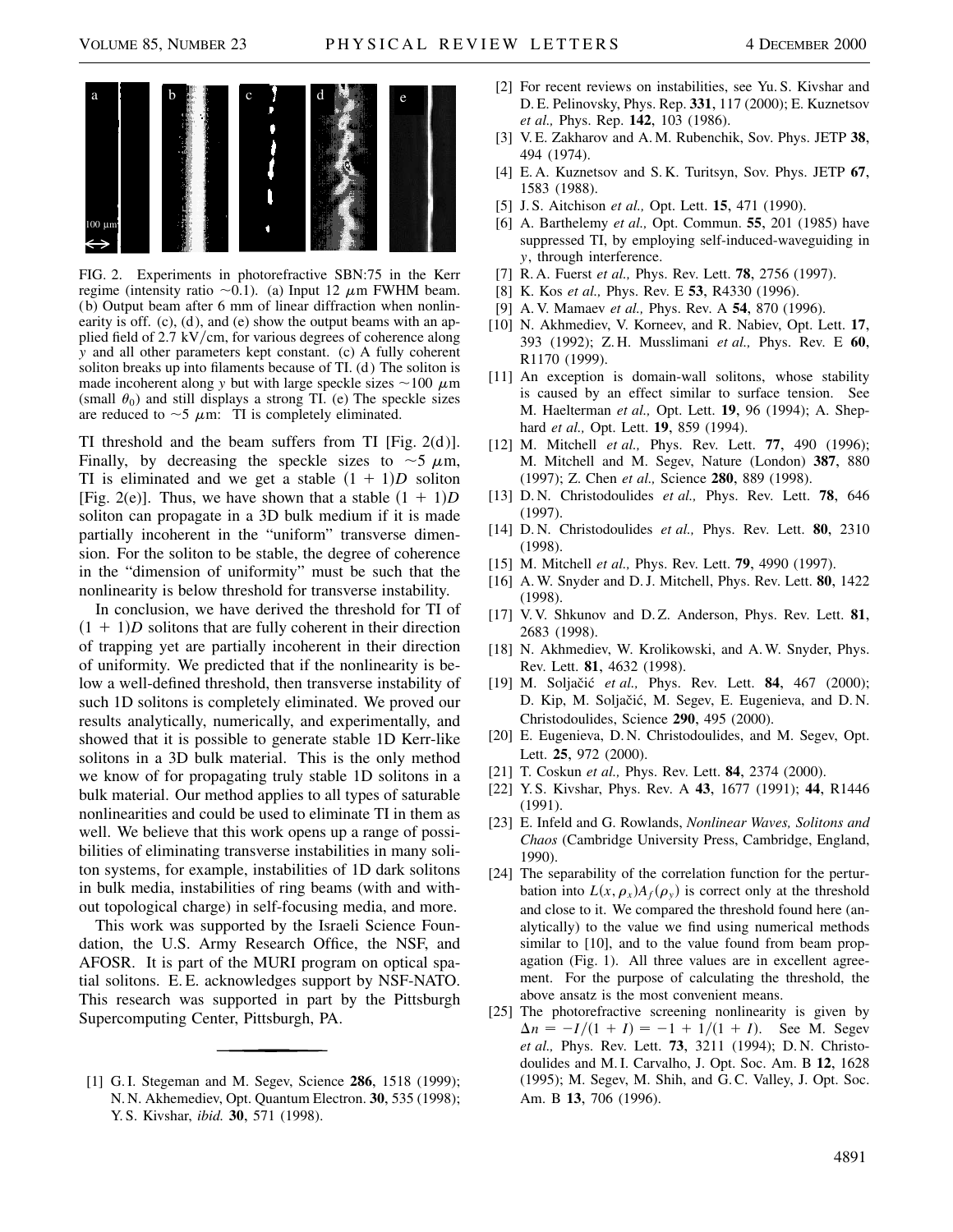a b c d e

100 μm

FIG. 2. Experiments in photorefractive SBN:75 in the Kerr regime (intensity ratio $\sim 0.1$). (a) Input 12 $\mu$m FWHM beam. (b) Output beam after 6 mm of linear diffraction when nonlinearity is off. (c), (d), and (e) show the output beams with an applied field of 2.7 kV/cm, for various degrees of coherence along $y$ and all other parameters kept constant. (c) A fully coherent soliton breaks up into filaments because of TI. (d) The soliton is made incoherent along $y$ but with large speckle sizes $\sim 100$ $\mu$m (small $\theta_0$) and still displays a strong TI. (e) The speckle sizes are reduced to $\sim 5$ $\mu$m: TI is completely eliminated.

TI threshold and the beam suffers from TI [Fig. 2(d)]. Finally, by decreasing the speckle sizes to $\sim 5$ $\mu$m, TI is eliminated and we get a stable $(1 + 1)D$ soliton [Fig. 2(e)]. Thus, we have shown that a stable $(1 + 1)D$ soliton can propagate in a 3D bulk medium if it is made partially incoherent in the "uniform" transverse dimension. For the soliton to be stable, the degree of coherence in the "dimension of uniformity" must be such that the nonlinearity is below threshold for transverse instability.

In conclusion, we have derived the threshold for TI of $(1 + 1)D$ solitons that are fully coherent in their direction of trapping yet are partially incoherent in their direction of uniformity. We predicted that if the nonlinearity is below a well-defined threshold, then transverse instability of such 1D solitons is completely eliminated. We proved our results analytically, numerically, and experimentally, and showed that it is possible to generate stable 1D Kerr-like solitons in a 3D bulk material. This is the only method we know of for propagating truly stable 1D solitons in a bulk material. Our method applies to all types of saturable nonlinearities and could be used to eliminate TI in them as well. We believe that this work opens up a range of possibilities of eliminating transverse instabilities in many soliton systems, for example, instabilities of 1D dark solitons in bulk media, instabilities of ring beams (with and without topological charge) in self-focusing media, and more.

This work was supported by the Israeli Science Foundation, the U.S. Army Research Office, the NSF, and AFOSR. It is part of the MURI program on optical spatial solitons. E. E. acknowledges support by NSF-NATO. This research was supported in part by the Pittsburgh Supercomputing Center, Pittsburgh, PA.

---

[1] G. I. Stegeman and M. Segev, Science **286**, 1518 (1999); N. N. Akhemediev, Opt. Quantum Electron. **30**, 535 (1998); Y. S. Kivshar, *ibid.* **30**, 571 (1998).

[2] For recent reviews on instabilities, see Yu. S. Kivshar and D. E. Pelinovsky, Phys. Rep. **331**, 117 (2000); E. Kuznetsov *et al.,* Phys. Rep. **142**, 103 (1986).

[3] V. E. Zakharov and A. M. Rubenchik, Sov. Phys. JETP **38**, 494 (1974).

[4] E. A. Kuznetsov and S. K. Turitsyn, Sov. Phys. JETP **67**, 1583 (1988).

[5] J. S. Aitchison *et al.,* Opt. Lett. **15**, 471 (1990).

[6] A. Barthelemy *et al.,* Opt. Commun. **55**, 201 (1985) have suppressed TI, by employing self-induced-waveguiding in $y$, through interference.

[7] R. A. Fuerst *et al.,* Phys. Rev. Lett. **78**, 2756 (1997).

[8] K. Kos *et al.,* Phys. Rev. E **53**, R4330 (1996).

[9] A. V. Mamaev *et al.,* Phys. Rev. A **54**, 870 (1996).

[10] N. Akhmediev, V. Korneev, and R. Nabiev, Opt. Lett. **17**, 393 (1992); Z. H. Musslimani *et al.,* Phys. Rev. E **60**, R1170 (1999).

[11] An exception is domain-wall solitons, whose stability is caused by an effect similar to surface tension. See M. Haelterman *et al.,* Opt. Lett. **19**, 96 (1994); A. Sheppard *et al.,* Opt. Lett. **19**, 859 (1994).

[12] M. Mitchell *et al.,* Phys. Rev. Lett. **77**, 490 (1996); M. Mitchell and M. Segev, Nature (London) **387**, 880 (1997); Z. Chen *et al.,* Science **280**, 889 (1998).

[13] D. N. Christodoulides *et al.,* Phys. Rev. Lett. **78**, 646 (1997).

[14] D. N. Christodoulides *et al.,* Phys. Rev. Lett. **80**, 2310 (1998).

[15] M. Mitchell *et al.,* Phys. Rev. Lett. **79**, 4990 (1997).

[16] A. W. Snyder and D. J. Mitchell, Phys. Rev. Lett. **80**, 1422 (1998).

[17] V. V. Shkunov and D. Z. Anderson, Phys. Rev. Lett. **81**, 2683 (1998).

[18] N. Akhmediev, W. Krolikowski, and A. W. Snyder, Phys. Rev. Lett. **81**, 4632 (1998).

[19] M. Soljačić *et al.,* Phys. Rev. Lett. **84**, 467 (2000); D. Kip, M. Soljačić, M. Segev, E. Eugenieva, and D. N. Christodoulides, Science **290**, 495 (2000).

[20] E. Eugenieva, D. N. Christodoulides, and M. Segev, Opt. Lett. **25**, 972 (2000).

[21] T. Coskun *et al.,* Phys. Rev. Lett. **84**, 2374 (2000).

[22] Y. S. Kivshar, Phys. Rev. A **43**, 1677 (1991); **44**, R1446 (1991).

[23] E. Infeld and G. Rowlands, *Nonlinear Waves, Solitons and Chaos* (Cambridge University Press, Cambridge, England, 1990).

[24] The separability of the correlation function for the perturbation into $L(x, \rho_x)A_f(\rho_y)$ is correct only at the threshold and close to it. We compared the threshold found here (analytically) to the value we find using numerical methods similar to [10], and to the value found from beam propagation (Fig. 1). All three values are in excellent agreement. For the purpose of calculating the threshold, the above ansatz is the most convenient means.

[25] The photorefractive screening nonlinearity is given by $\Delta n = -I/(1 + I) = -1 + 1/(1 + I)$. See M. Segev *et al.,* Phys. Rev. Lett. **73**, 3211 (1994); D. N. Christodoulides and M. I. Carvalho, J. Opt. Soc. Am. B **12**, 1628 (1995); M. Segev, M. Shih, and G. C. Valley, J. Opt. Soc. Am. B **13**, 706 (1996).